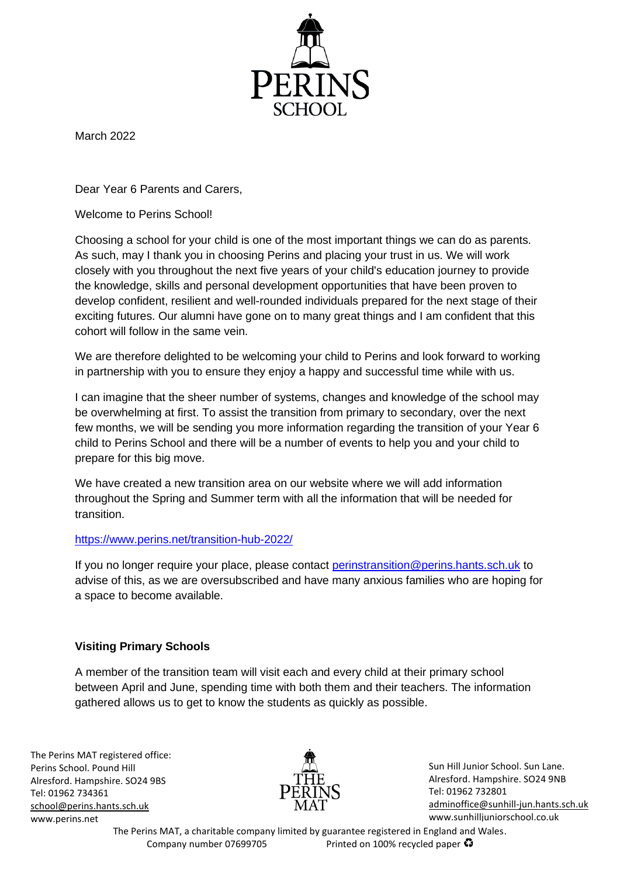March 2022

Dear Year 6 Parents and Carers,

Welcome to Perins School!

Choosing a school for your child is one of the most important things we can do as parents. As such, may I thank you in choosing Perins and placing your trust in us. We will work closely with you throughout the next five years of your child's education journey to provide the knowledge, skills and personal development opportunities that have been proven to develop confident, resilient and well-rounded individuals prepared for the next stage of their exciting futures. Our alumni have gone on to many great things and I am confident that this cohort will follow in the same vein.

We are therefore delighted to be welcoming your child to Perins and look forward to working in partnership with you to ensure they enjoy a happy and successful time while with us.

I can imagine that the sheer number of systems, changes and knowledge of the school may be overwhelming at first. To assist the transition from primary to secondary, over the next few months, we will be sending you more information regarding the transition of your Year 6 child to Perins School and there will be a number of events to help you and your child to prepare for this big move.

We have created a new transition area on our website where we will add information throughout the Spring and Summer term with all the information that will be needed for transition.

https://www.perins.net/transition-hub-2022/

If you no longer require your place, please contact perinstransition@perins.hants.sch.uk to advise of this, as we are oversubscribed and have many anxious families who are hoping for a space to become available.

**Visiting Primary Schools**

A member of the transition team will visit each and every child at their primary school between April and June, spending time with both them and their teachers. The information gathered allows us to get to know the students as quickly as possible.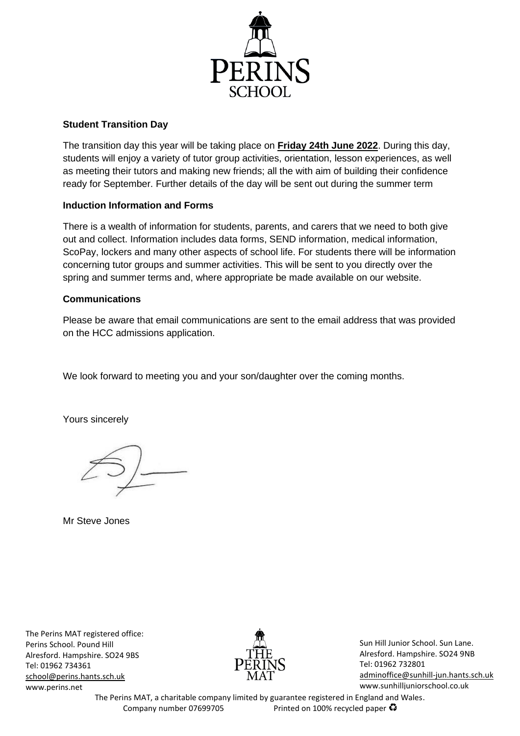**Student Transition Day**

The transition day this year will be taking place on **Friday 24th June 2022**. During this day, students will enjoy a variety of tutor group activities, orientation, lesson experiences, as well as meeting their tutors and making new friends; all the with aim of building their confidence ready for September. Further details of the day will be sent out during the summer term

**Induction Information and Forms**

There is a wealth of information for students, parents, and carers that we need to both give out and collect. Information includes data forms, SEND information, medical information, ScoPay, lockers and many other aspects of school life. For students there will be information concerning tutor groups and summer activities. This will be sent to you directly over the spring and summer terms and, where appropriate be made available on our website.

**Communications**

Please be aware that email communications are sent to the email address that was provided on the HCC admissions application.

We look forward to meeting you and your son/daughter over the coming months.

Yours sincerely

Mr Steve Jones

The Perins MAT registered office:
Perins School. Pound Hill
Alresford. Hampshire. SO24 9BS
Tel: 01962 734361
school@perins.hants.sch.uk
www.perins.net

Sun Hill Junior School. Sun Lane.
Alresford. Hampshire. SO24 9NB
Tel: 01962 732801
adminoffice@sunhill-jun.hants.sch.uk
www.sunhilljuniorschool.co.uk

The Perins MAT, a charitable company limited by guarantee registered in England and Wales.
Company number 07699705 Printed on 100% recycled paper